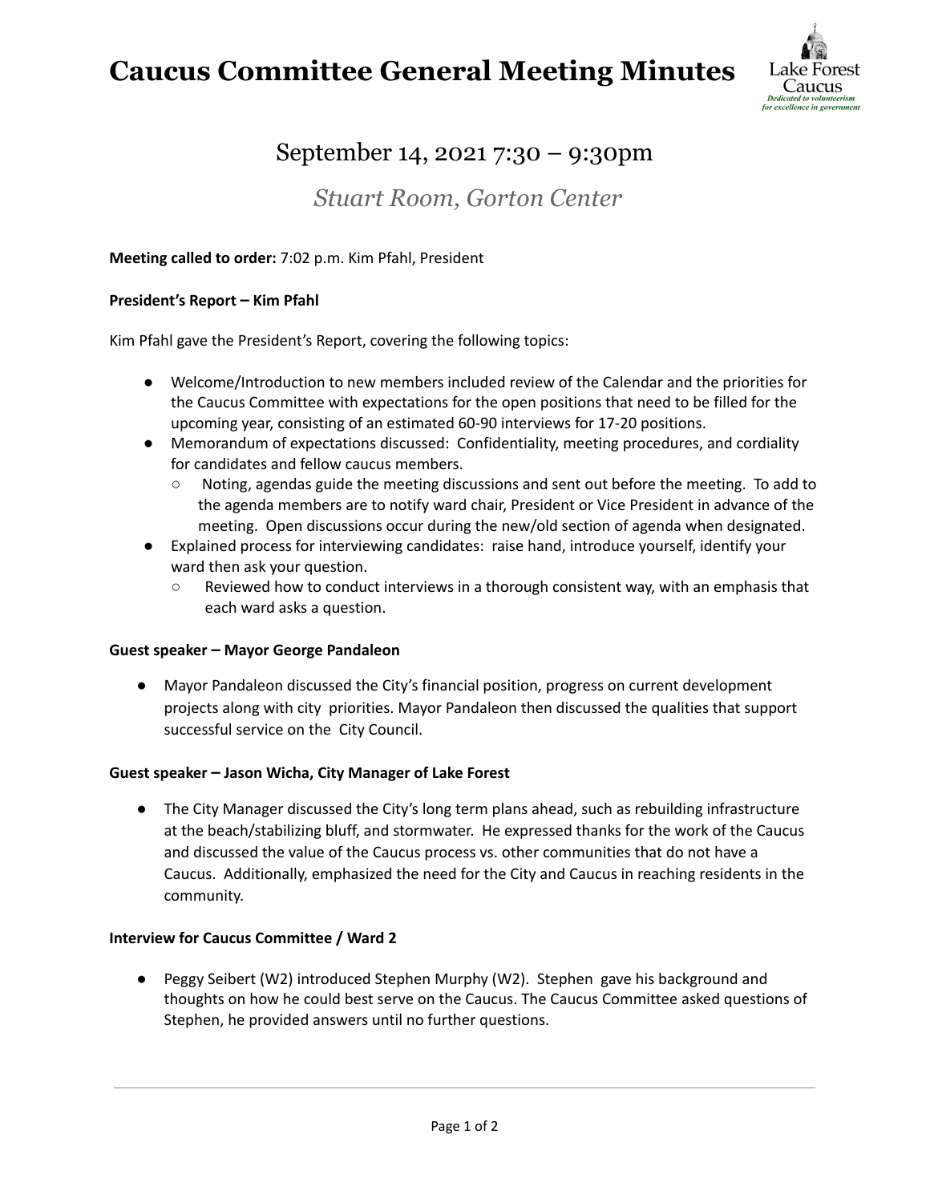# Caucus Committee General Meeting Minutes

Lake Forest Caucus
*Dedicated to volunteerism for excellence in government*

## September 14, 2021 7:30 – 9:30pm

### *Stuart Room, Gorton Center*

**Meeting called to order:** 7:02 p.m. Kim Pfahl, President

**President's Report – Kim Pfahl**

Kim Pfahl gave the President's Report, covering the following topics:

- Welcome/Introduction to new members included review of the Calendar and the priorities for the Caucus Committee with expectations for the open positions that need to be filled for the upcoming year, consisting of an estimated 60-90 interviews for 17-20 positions.
- Memorandum of expectations discussed: Confidentiality, meeting procedures, and cordiality for candidates and fellow caucus members.
  - Noting, agendas guide the meeting discussions and sent out before the meeting. To add to the agenda members are to notify ward chair, President or Vice President in advance of the meeting. Open discussions occur during the new/old section of agenda when designated.
- Explained process for interviewing candidates: raise hand, introduce yourself, identify your ward then ask your question.
  - Reviewed how to conduct interviews in a thorough consistent way, with an emphasis that each ward asks a question.

**Guest speaker – Mayor George Pandaleon**

- Mayor Pandaleon discussed the City's financial position, progress on current development projects along with city priorities. Mayor Pandaleon then discussed the qualities that support successful service on the City Council.

**Guest speaker – Jason Wicha, City Manager of Lake Forest**

- The City Manager discussed the City's long term plans ahead, such as rebuilding infrastructure at the beach/stabilizing bluff, and stormwater. He expressed thanks for the work of the Caucus and discussed the value of the Caucus process vs. other communities that do not have a Caucus. Additionally, emphasized the need for the City and Caucus in reaching residents in the community.

**Interview for Caucus Committee / Ward 2**

- Peggy Seibert (W2) introduced Stephen Murphy (W2). Stephen gave his background and thoughts on how he could best serve on the Caucus. The Caucus Committee asked questions of Stephen, he provided answers until no further questions.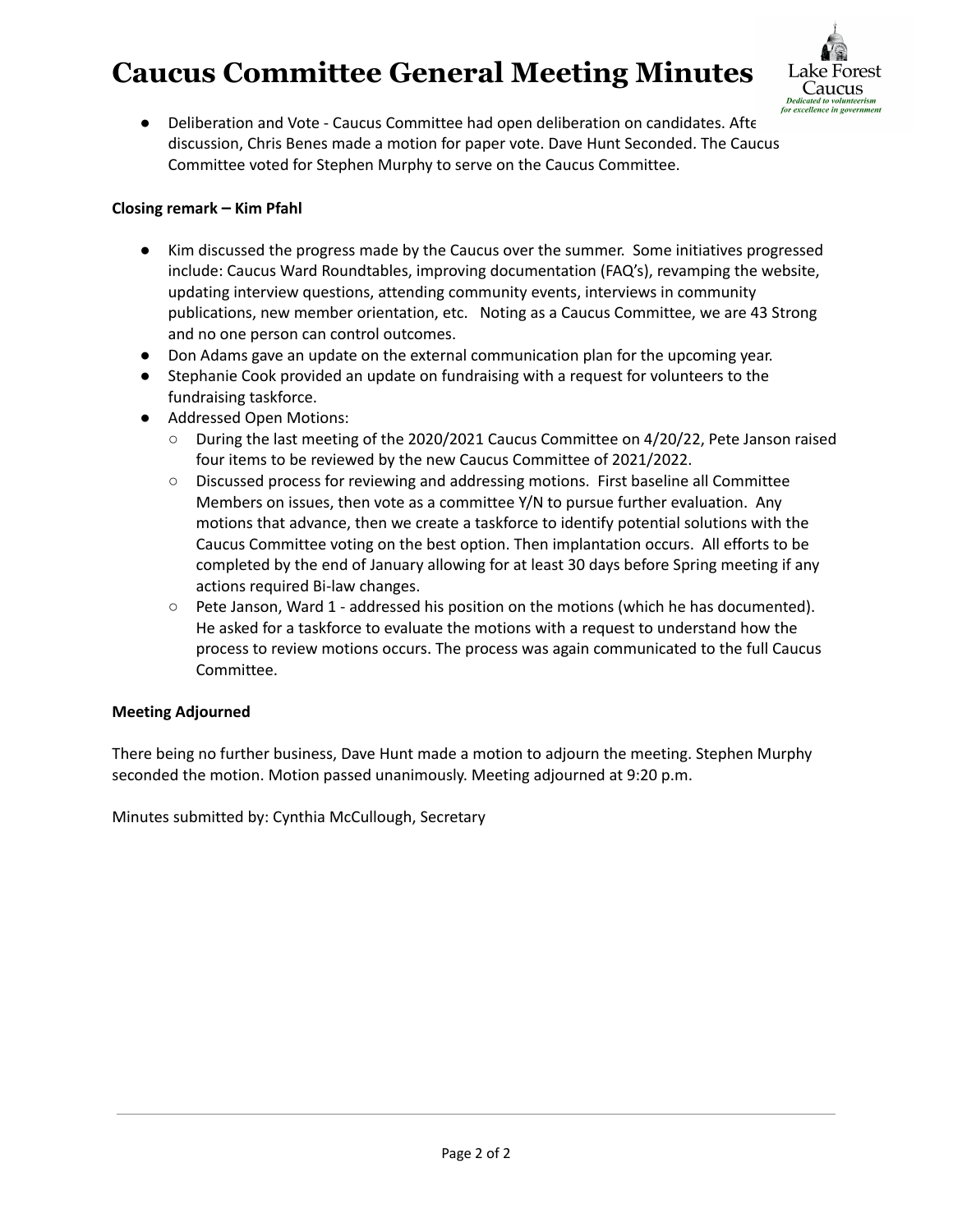- Deliberation and Vote - Caucus Committee had open deliberation on candidates. After discussion, Chris Benes made a motion for paper vote. Dave Hunt Seconded. The Caucus Committee voted for Stephen Murphy to serve on the Caucus Committee.

**Closing remark – Kim Pfahl**

- Kim discussed the progress made by the Caucus over the summer. Some initiatives progressed include: Caucus Ward Roundtables, improving documentation (FAQ's), revamping the website, updating interview questions, attending community events, interviews in community publications, new member orientation, etc. Noting as a Caucus Committee, we are 43 Strong and no one person can control outcomes.
- Don Adams gave an update on the external communication plan for the upcoming year.
- Stephanie Cook provided an update on fundraising with a request for volunteers to the fundraising taskforce.
- Addressed Open Motions:
  - During the last meeting of the 2020/2021 Caucus Committee on 4/20/22, Pete Janson raised four items to be reviewed by the new Caucus Committee of 2021/2022.
  - Discussed process for reviewing and addressing motions. First baseline all Committee Members on issues, then vote as a committee Y/N to pursue further evaluation. Any motions that advance, then we create a taskforce to identify potential solutions with the Caucus Committee voting on the best option. Then implantation occurs. All efforts to be completed by the end of January allowing for at least 30 days before Spring meeting if any actions required Bi-law changes.
  - Pete Janson, Ward 1 - addressed his position on the motions (which he has documented). He asked for a taskforce to evaluate the motions with a request to understand how the process to review motions occurs. The process was again communicated to the full Caucus Committee.

**Meeting Adjourned**

There being no further business, Dave Hunt made a motion to adjourn the meeting. Stephen Murphy seconded the motion. Motion passed unanimously. Meeting adjourned at 9:20 p.m.

Minutes submitted by: Cynthia McCullough, Secretary